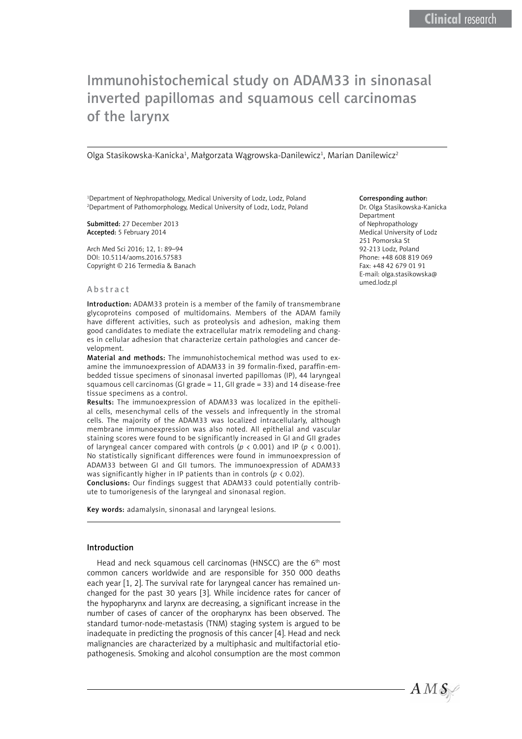# Immunohistochemical study on ADAM33 in sinonasal inverted papillomas and squamous cell carcinomas of the larynx

Olga Stasikowska-Kanicka[1], Małgorzata Wągrowska-Danilewicz[1], Marian Danilewicz[2]

[1]Department of Nephropathology, Medical University of Lodz, Lodz, Poland
[2]Department of Pathomorphology, Medical University of Lodz, Lodz, Poland

**Submitted:** 27 December 2013
**Accepted:** 5 February 2014

Arch Med Sci 2016; 12, 1: 89–94
DOI: 10.5114/aoms.2016.57583
Copyright © 216 Termedia & Banach

**Corresponding author:**
Dr. Olga Stasikowska-Kanicka
Department
of Nephropathology
Medical University of Lodz
251 Pomorska St
92-213 Lodz, Poland
Phone: +48 608 819 069
Fax: +48 42 679 01 91
E-mail: olga.stasikowska@umed.lodz.pl

## Abstract

**Introduction:** ADAM33 protein is a member of the family of transmembrane glycoproteins composed of multidomains. Members of the ADAM family have different activities, such as proteolysis and adhesion, making them good candidates to mediate the extracellular matrix remodeling and changes in cellular adhesion that characterize certain pathologies and cancer development.

**Material and methods:** The immunohistochemical method was used to examine the immunoexpression of ADAM33 in 39 formalin-fixed, paraffin-embedded tissue specimens of sinonasal inverted papillomas (IP), 44 laryngeal squamous cell carcinomas (GI grade = 11, GII grade = 33) and 14 disease-free tissue specimens as a control.

**Results:** The immunoexpression of ADAM33 was localized in the epithelial cells, mesenchymal cells of the vessels and infrequently in the stromal cells. The majority of the ADAM33 was localized intracellularly, although membrane immunoexpression was also noted. All epithelial and vascular staining scores were found to be significantly increased in GI and GII grades of laryngeal cancer compared with controls ($p < 0.001$) and IP ($p < 0.001$). No statistically significant differences were found in immunoexpression of ADAM33 between GI and GII tumors. The immunoexpression of ADAM33 was significantly higher in IP patients than in controls ($p < 0.02$).

**Conclusions:** Our findings suggest that ADAM33 could potentially contribute to tumorigenesis of the laryngeal and sinonasal region.

**Key words:** adamalysin, sinonasal and laryngeal lesions.

## Introduction

Head and neck squamous cell carcinomas (HNSCC) are the 6th most common cancers worldwide and are responsible for 350 000 deaths each year [1, 2]. The survival rate for laryngeal cancer has remained unchanged for the past 30 years [3]. While incidence rates for cancer of the hypopharynx and larynx are decreasing, a significant increase in the number of cases of cancer of the oropharynx has been observed. The standard tumor-node-metastasis (TNM) staging system is argued to be inadequate in predicting the prognosis of this cancer [4]. Head and neck malignancies are characterized by a multiphasic and multifactorial etiopathogenesis. Smoking and alcohol consumption are the most common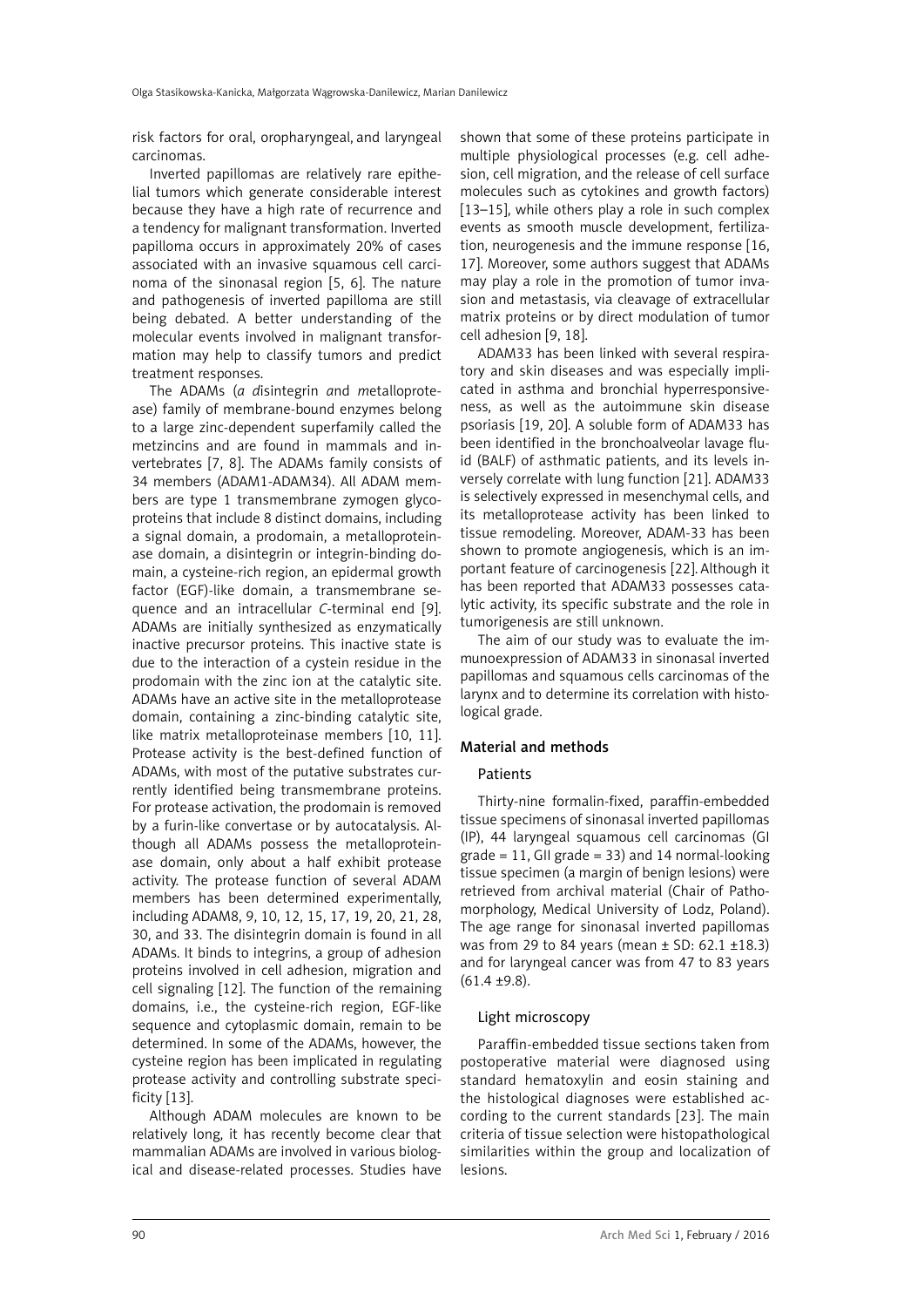risk factors for oral, oropharyngeal, and laryngeal carcinomas.

Inverted papillomas are relatively rare epithelial tumors which generate considerable interest because they have a high rate of recurrence and a tendency for malignant transformation. Inverted papilloma occurs in approximately 20% of cases associated with an invasive squamous cell carcinoma of the sinonasal region [5, 6]. The nature and pathogenesis of inverted papilloma are still being debated. A better understanding of the molecular events involved in malignant transformation may help to classify tumors and predict treatment responses.

The ADAMs (*a d*isintegrin *a*nd *m*etalloprotease) family of membrane-bound enzymes belong to a large zinc-dependent superfamily called the metzincins and are found in mammals and invertebrates [7, 8]. The ADAMs family consists of 34 members (ADAM1-ADAM34). All ADAM members are type 1 transmembrane zymogen glycoproteins that include 8 distinct domains, including a signal domain, a prodomain, a metalloproteinase domain, a disintegrin or integrin-binding domain, a cysteine-rich region, an epidermal growth factor (EGF)-like domain, a transmembrane sequence and an intracellular *C*-terminal end [9]. ADAMs are initially synthesized as enzymatically inactive precursor proteins. This inactive state is due to the interaction of a cystein residue in the prodomain with the zinc ion at the catalytic site. ADAMs have an active site in the metalloprotease domain, containing a zinc-binding catalytic site, like matrix metalloproteinase members [10, 11]. Protease activity is the best-defined function of ADAMs, with most of the putative substrates currently identified being transmembrane proteins. For protease activation, the prodomain is removed by a furin-like convertase or by autocatalysis. Although all ADAMs possess the metalloproteinase domain, only about a half exhibit protease activity. The protease function of several ADAM members has been determined experimentally, including ADAM8, 9, 10, 12, 15, 17, 19, 20, 21, 28, 30, and 33. The disintegrin domain is found in all ADAMs. It binds to integrins, a group of adhesion proteins involved in cell adhesion, migration and cell signaling [12]. The function of the remaining domains, i.e., the cysteine-rich region, EGF-like sequence and cytoplasmic domain, remain to be determined. In some of the ADAMs, however, the cysteine region has been implicated in regulating protease activity and controlling substrate specificity [13].

Although ADAM molecules are known to be relatively long, it has recently become clear that mammalian ADAMs are involved in various biological and disease-related processes. Studies have shown that some of these proteins participate in multiple physiological processes (e.g. cell adhesion, cell migration, and the release of cell surface molecules such as cytokines and growth factors) [13–15], while others play a role in such complex events as smooth muscle development, fertilization, neurogenesis and the immune response [16, 17]. Moreover, some authors suggest that ADAMs may play a role in the promotion of tumor invasion and metastasis, via cleavage of extracellular matrix proteins or by direct modulation of tumor cell adhesion [9, 18].

ADAM33 has been linked with several respiratory and skin diseases and was especially implicated in asthma and bronchial hyperresponsiveness, as well as the autoimmune skin disease psoriasis [19, 20]. A soluble form of ADAM33 has been identified in the bronchoalveolar lavage fluid (BALF) of asthmatic patients, and its levels inversely correlate with lung function [21]. ADAM33 is selectively expressed in mesenchymal cells, and its metalloprotease activity has been linked to tissue remodeling. Moreover, ADAM-33 has been shown to promote angiogenesis, which is an important feature of carcinogenesis [22]. Although it has been reported that ADAM33 possesses catalytic activity, its specific substrate and the role in tumorigenesis are still unknown.

The aim of our study was to evaluate the immunoexpression of ADAM33 in sinonasal inverted papillomas and squamous cells carcinomas of the larynx and to determine its correlation with histological grade.

## Material and methods

### Patients

Thirty-nine formalin-fixed, paraffin-embedded tissue specimens of sinonasal inverted papillomas (IP), 44 laryngeal squamous cell carcinomas (GI grade = 11, GII grade = 33) and 14 normal-looking tissue specimen (a margin of benign lesions) were retrieved from archival material (Chair of Pathomorphology, Medical University of Lodz, Poland). The age range for sinonasal inverted papillomas was from 29 to 84 years (mean ± SD: 62.1 ±18.3) and for laryngeal cancer was from 47 to 83 years (61.4 ±9.8).

### Light microscopy

Paraffin-embedded tissue sections taken from postoperative material were diagnosed using standard hematoxylin and eosin staining and the histological diagnoses were established according to the current standards [23]. The main criteria of tissue selection were histopathological similarities within the group and localization of lesions.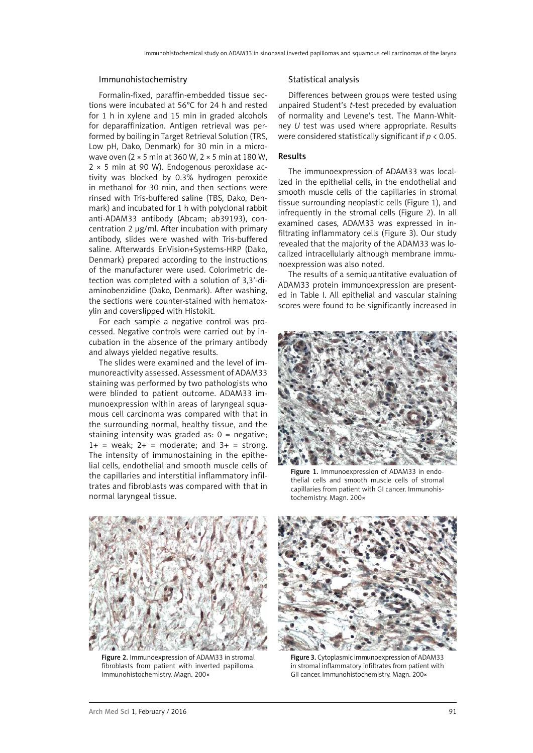### Immunohistochemistry

Formalin-fixed, paraffin-embedded tissue sections were incubated at 56°C for 24 h and rested for 1 h in xylene and 15 min in graded alcohols for deparaffinization. Antigen retrieval was performed by boiling in Target Retrieval Solution (TRS, Low pH, Dako, Denmark) for 30 min in a microwave oven (2 × 5 min at 360 W, 2 × 5 min at 180 W, 2 × 5 min at 90 W). Endogenous peroxidase activity was blocked by 0.3% hydrogen peroxide in methanol for 30 min, and then sections were rinsed with Tris-buffered saline (TBS, Dako, Denmark) and incubated for 1 h with polyclonal rabbit anti-ADAM33 antibody (Abcam; ab39193), concentration 2 μg/ml. After incubation with primary antibody, slides were washed with Tris-buffered saline. Afterwards EnVision+Systems-HRP (Dako, Denmark) prepared according to the instructions of the manufacturer were used. Colorimetric detection was completed with a solution of 3,3'-diaminobenzidine (Dako, Denmark). After washing, the sections were counter-stained with hematoxylin and coverslipped with Histokit.

For each sample a negative control was processed. Negative controls were carried out by incubation in the absence of the primary antibody and always yielded negative results.

The slides were examined and the level of immunoreactivity assessed. Assessment of ADAM33 staining was performed by two pathologists who were blinded to patient outcome. ADAM33 immunoexpression within areas of laryngeal squamous cell carcinoma was compared with that in the surrounding normal, healthy tissue, and the staining intensity was graded as: 0 = negative; 1+ = weak; 2+ = moderate; and 3+ = strong. The intensity of immunostaining in the epithelial cells, endothelial and smooth muscle cells of the capillaries and interstitial inflammatory infiltrates and fibroblasts was compared with that in normal laryngeal tissue.

### Statistical analysis

Differences between groups were tested using unpaired Student's *t*-test preceded by evaluation of normality and Levene's test. The Mann-Whitney *U* test was used where appropriate. Results were considered statistically significant if $p < 0.05$.

## Results

The immunoexpression of ADAM33 was localized in the epithelial cells, in the endothelial and smooth muscle cells of the capillaries in stromal tissue surrounding neoplastic cells (Figure 1), and infrequently in the stromal cells (Figure 2). In all examined cases, ADAM33 was expressed in infiltrating inflammatory cells (Figure 3). Our study revealed that the majority of the ADAM33 was localized intracellularly although membrane immunoexpression was also noted.

The results of a semiquantitative evaluation of ADAM33 protein immunoexpression are presented in Table I. All epithelial and vascular staining scores were found to be significantly increased in

**Figure 1.** Immunoexpression of ADAM33 in endothelial cells and smooth muscle cells of stromal capillaries from patient with GI cancer. Immunohistochemistry. Magn. 200×

**Figure 2.** Immunoexpression of ADAM33 in stromal fibroblasts from patient with inverted papilloma. Immunohistochemistry. Magn. 200×

**Figure 3.** Cytoplasmic immunoexpression of ADAM33 in stromal inflammatory infiltrates from patient with GII cancer. Immunohistochemistry. Magn. 200×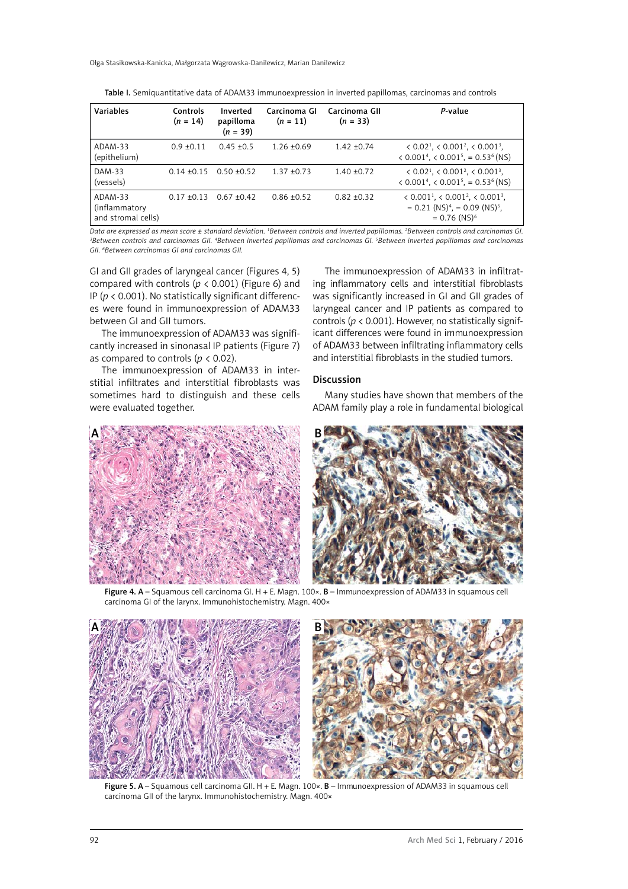**Table I.** Semiquantitative data of ADAM33 immunoexpression in inverted papillomas, carcinomas and controls

| Variables | Controls ($n$ = 14) | Inverted papilloma ($n$ = 39) | Carcinoma GI ($n$ = 11) | Carcinoma GII ($n$ = 33) | *P*-value |
|---|---|---|---|---|---|
| ADAM-33 (epithelium) | 0.9 ±0.11 | 0.45 ±0.5 | 1.26 ±0.69 | 1.42 ±0.74 | < 0.02[1], < 0.001[2], < 0.001[3], < 0.001[4], < 0.001[5], = 0.53[6] (NS) |
| DAM-33 (vessels) | 0.14 ±0.15 | 0.50 ±0.52 | 1.37 ±0.73 | 1.40 ±0.72 | < 0.02[1], < 0.001[2], < 0.001[3], < 0.001[4], < 0.001[5], = 0.53[6] (NS) |
| ADAM-33 (inflammatory and stromal cells) | 0.17 ±0.13 | 0.67 ±0.42 | 0.86 ±0.52 | 0.82 ±0.32 | < 0.001[1], < 0.001[2], < 0.001[3], = 0.21 (NS)[4], = 0.09 (NS)[5], = 0.76 (NS)[6] |

*Data are expressed as mean score ± standard deviation. [1]Between controls and inverted papillomas. [2]Between controls and carcinomas GI. [3]Between controls and carcinomas GII. [4]Between inverted papillomas and carcinomas GI. [5]Between inverted papillomas and carcinomas GII. [6]Between carcinomas GI and carcinomas GII.*

GI and GII grades of laryngeal cancer (Figures 4, 5) compared with controls ($p < 0.001$) (Figure 6) and IP ($p < 0.001$). No statistically significant differences were found in immunoexpression of ADAM33 between GI and GII tumors.

The immunoexpression of ADAM33 was significantly increased in sinonasal IP patients (Figure 7) as compared to controls ($p < 0.02$).

The immunoexpression of ADAM33 in interstitial infiltrates and interstitial fibroblasts was sometimes hard to distinguish and these cells were evaluated together.

The immunoexpression of ADAM33 in infiltrating inflammatory cells and interstitial fibroblasts was significantly increased in GI and GII grades of laryngeal cancer and IP patients as compared to controls ($p < 0.001$). However, no statistically significant differences were found in immunoexpression of ADAM33 between infiltrating inflammatory cells and interstitial fibroblasts in the studied tumors.

## Discussion

Many studies have shown that members of the ADAM family play a role in fundamental biological

**Figure 4. A** – Squamous cell carcinoma GI. H + E. Magn. 100×. **B** – Immunoexpression of ADAM33 in squamous cell carcinoma GI of the larynx. Immunohistochemistry. Magn. 400×

**Figure 5. A** – Squamous cell carcinoma GII. H + E. Magn. 100×. **B** – Immunoexpression of ADAM33 in squamous cell carcinoma GII of the larynx. Immunohistochemistry. Magn. 400×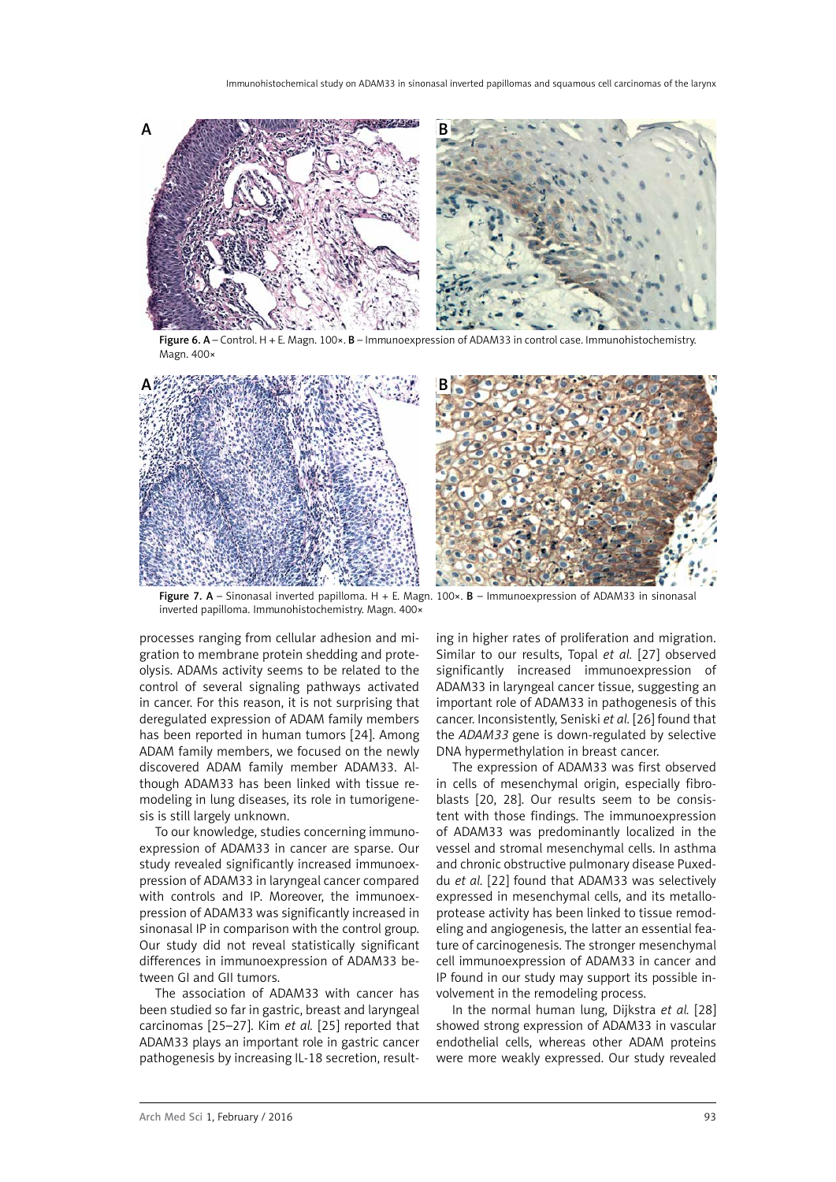Figure 6. A – Control. H + E. Magn. 100×. B – Immunoexpression of ADAM33 in control case. Immunohistochemistry. Magn. 400×

Figure 7. A – Sinonasal inverted papilloma. H + E. Magn. 100×. B – Immunoexpression of ADAM33 in sinonasal inverted papilloma. Immunohistochemistry. Magn. 400×

processes ranging from cellular adhesion and migration to membrane protein shedding and proteolysis. ADAMs activity seems to be related to the control of several signaling pathways activated in cancer. For this reason, it is not surprising that deregulated expression of ADAM family members has been reported in human tumors [24]. Among ADAM family members, we focused on the newly discovered ADAM family member ADAM33. Although ADAM33 has been linked with tissue remodeling in lung diseases, its role in tumorigenesis is still largely unknown.

To our knowledge, studies concerning immunoexpression of ADAM33 in cancer are sparse. Our study revealed significantly increased immunoexpression of ADAM33 in laryngeal cancer compared with controls and IP. Moreover, the immunoexpression of ADAM33 was significantly increased in sinonasal IP in comparison with the control group. Our study did not reveal statistically significant differences in immunoexpression of ADAM33 between GI and GII tumors.

The association of ADAM33 with cancer has been studied so far in gastric, breast and laryngeal carcinomas [25–27]. Kim *et al.* [25] reported that ADAM33 plays an important role in gastric cancer pathogenesis by increasing IL-18 secretion, resulting in higher rates of proliferation and migration. Similar to our results, Topal *et al.* [27] observed significantly increased immunoexpression of ADAM33 in laryngeal cancer tissue, suggesting an important role of ADAM33 in pathogenesis of this cancer. Inconsistently, Seniski *et al.* [26] found that the *ADAM33* gene is down-regulated by selective DNA hypermethylation in breast cancer.

The expression of ADAM33 was first observed in cells of mesenchymal origin, especially fibroblasts [20, 28]. Our results seem to be consistent with those findings. The immunoexpression of ADAM33 was predominantly localized in the vessel and stromal mesenchymal cells. In asthma and chronic obstructive pulmonary disease Puxeddu *et al.* [22] found that ADAM33 was selectively expressed in mesenchymal cells, and its metalloprotease activity has been linked to tissue remodeling and angiogenesis, the latter an essential feature of carcinogenesis. The stronger mesenchymal cell immunoexpression of ADAM33 in cancer and IP found in our study may support its possible involvement in the remodeling process.

In the normal human lung, Dijkstra *et al.* [28] showed strong expression of ADAM33 in vascular endothelial cells, whereas other ADAM proteins were more weakly expressed. Our study revealed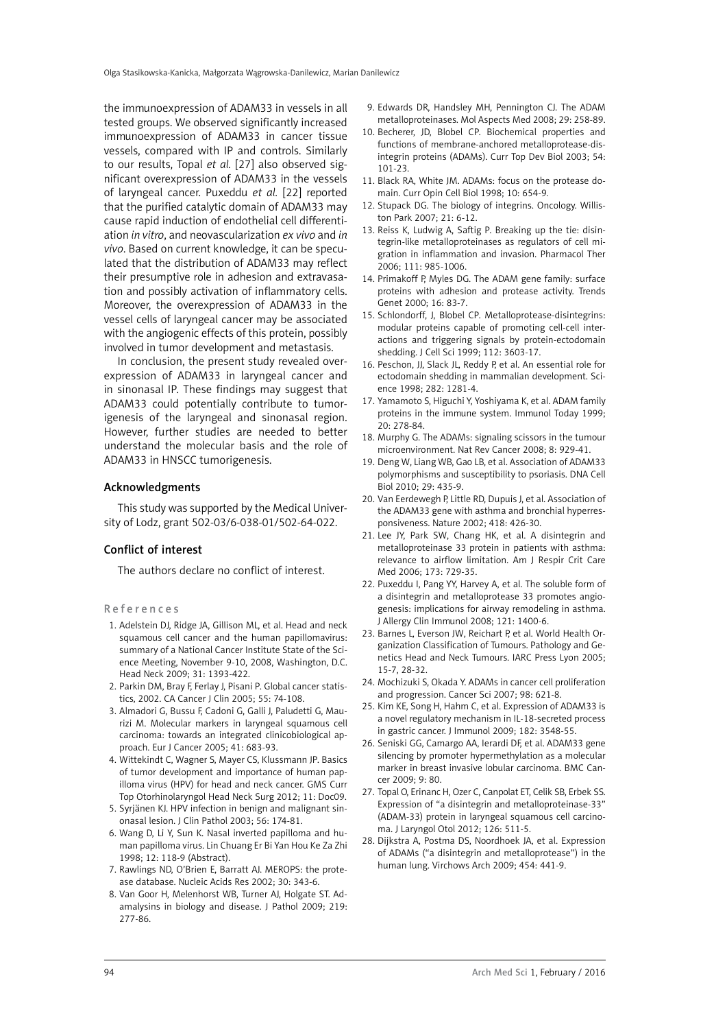the immunoexpression of ADAM33 in vessels in all tested groups. We observed significantly increased immunoexpression of ADAM33 in cancer tissue vessels, compared with IP and controls. Similarly to our results, Topal *et al.* [27] also observed significant overexpression of ADAM33 in the vessels of laryngeal cancer. Puxeddu *et al.* [22] reported that the purified catalytic domain of ADAM33 may cause rapid induction of endothelial cell differentiation *in vitro*, and neovascularization *ex vivo* and *in vivo*. Based on current knowledge, it can be speculated that the distribution of ADAM33 may reflect their presumptive role in adhesion and extravasation and possibly activation of inflammatory cells. Moreover, the overexpression of ADAM33 in the vessel cells of laryngeal cancer may be associated with the angiogenic effects of this protein, possibly involved in tumor development and metastasis.

In conclusion, the present study revealed overexpression of ADAM33 in laryngeal cancer and in sinonasal IP. These findings may suggest that ADAM33 could potentially contribute to tumorigenesis of the laryngeal and sinonasal region. However, further studies are needed to better understand the molecular basis and the role of ADAM33 in HNSCC tumorigenesis.

## Acknowledgments

This study was supported by the Medical University of Lodz, grant 502-03/6-038-01/502-64-022.

## Conflict of interest

The authors declare no conflict of interest.

## References

1. Adelstein DJ, Ridge JA, Gillison ML, et al. Head and neck squamous cell cancer and the human papillomavirus: summary of a National Cancer Institute State of the Science Meeting, November 9-10, 2008, Washington, D.C. Head Neck 2009; 31: 1393-422.
2. Parkin DM, Bray F, Ferlay J, Pisani P. Global cancer statistics, 2002. CA Cancer J Clin 2005; 55: 74-108.
3. Almadori G, Bussu F, Cadoni G, Galli J, Paludetti G, Maurizi M. Molecular markers in laryngeal squamous cell carcinoma: towards an integrated clinicobiological approach. Eur J Cancer 2005; 41: 683-93.
4. Wittekindt C, Wagner S, Mayer CS, Klussmann JP. Basics of tumor development and importance of human papilloma virus (HPV) for head and neck cancer. GMS Curr Top Otorhinolaryngol Head Neck Surg 2012; 11: Doc09.
5. Syrjänen KJ. HPV infection in benign and malignant sinonasal lesion. J Clin Pathol 2003; 56: 174-81.
6. Wang D, Li Y, Sun K. Nasal inverted papilloma and human papilloma virus. Lin Chuang Er Bi Yan Hou Ke Za Zhi 1998; 12: 118-9 (Abstract).
7. Rawlings ND, O'Brien E, Barratt AJ. MEROPS: the protease database. Nucleic Acids Res 2002; 30: 343-6.
8. Van Goor H, Melenhorst WB, Turner AJ, Holgate ST. Adamalysins in biology and disease. J Pathol 2009; 219: 277-86.
9. Edwards DR, Handsley MH, Pennington CJ. The ADAM metalloproteinases. Mol Aspects Med 2008; 29: 258-89.
10. Becherer, JD, Blobel CP. Biochemical properties and functions of membrane-anchored metalloprotease-disintegrin proteins (ADAMs). Curr Top Dev Biol 2003; 54: 101-23.
11. Black RA, White JM. ADAMs: focus on the protease domain. Curr Opin Cell Biol 1998; 10: 654-9.
12. Stupack DG. The biology of integrins. Oncology. Williston Park 2007; 21: 6-12.
13. Reiss K, Ludwig A, Saftig P. Breaking up the tie: disintegrin-like metalloproteinases as regulators of cell migration in inflammation and invasion. Pharmacol Ther 2006; 111: 985-1006.
14. Primakoff P, Myles DG. The ADAM gene family: surface proteins with adhesion and protease activity. Trends Genet 2000; 16: 83-7.
15. Schlondorff, J, Blobel CP. Metalloprotease-disintegrins: modular proteins capable of promoting cell-cell interactions and triggering signals by protein-ectodomain shedding. J Cell Sci 1999; 112: 3603-17.
16. Peschon, JJ, Slack JL, Reddy P, et al. An essential role for ectodomain shedding in mammalian development. Science 1998; 282: 1281-4.
17. Yamamoto S, Higuchi Y, Yoshiyama K, et al. ADAM family proteins in the immune system. Immunol Today 1999; 20: 278-84.
18. Murphy G. The ADAMs: signaling scissors in the tumour microenvironment. Nat Rev Cancer 2008; 8: 929-41.
19. Deng W, Liang WB, Gao LB, et al. Association of ADAM33 polymorphisms and susceptibility to psoriasis. DNA Cell Biol 2010; 29: 435-9.
20. Van Eerdewegh P, Little RD, Dupuis J, et al. Association of the ADAM33 gene with asthma and bronchial hyperresponsiveness. Nature 2002; 418: 426-30.
21. Lee JY, Park SW, Chang HK, et al. A disintegrin and metalloproteinase 33 protein in patients with asthma: relevance to airflow limitation. Am J Respir Crit Care Med 2006; 173: 729-35.
22. Puxeddu I, Pang YY, Harvey A, et al. The soluble form of a disintegrin and metalloprotease 33 promotes angiogenesis: implications for airway remodeling in asthma. J Allergy Clin Immunol 2008; 121: 1400-6.
23. Barnes L, Everson JW, Reichart P, et al. World Health Organization Classification of Tumours. Pathology and Genetics Head and Neck Tumours. IARC Press Lyon 2005; 15-7, 28-32.
24. Mochizuki S, Okada Y. ADAMs in cancer cell proliferation and progression. Cancer Sci 2007; 98: 621-8.
25. Kim KE, Song H, Hahm C, et al. Expression of ADAM33 is a novel regulatory mechanism in IL-18-secreted process in gastric cancer. J Immunol 2009; 182: 3548-55.
26. Seniski GG, Camargo AA, Ierardi DF, et al. ADAM33 gene silencing by promoter hypermethylation as a molecular marker in breast invasive lobular carcinoma. BMC Cancer 2009; 9: 80.
27. Topal O, Erinanc H, Ozer C, Canpolat ET, Celik SB, Erbek SS. Expression of "a disintegrin and metalloproteinase-33" (ADAM-33) protein in laryngeal squamous cell carcinoma. J Laryngol Otol 2012; 126: 511-5.
28. Dijkstra A, Postma DS, Noordhoek JA, et al. Expression of ADAMs ("a disintegrin and metalloprotease") in the human lung. Virchows Arch 2009; 454: 441-9.